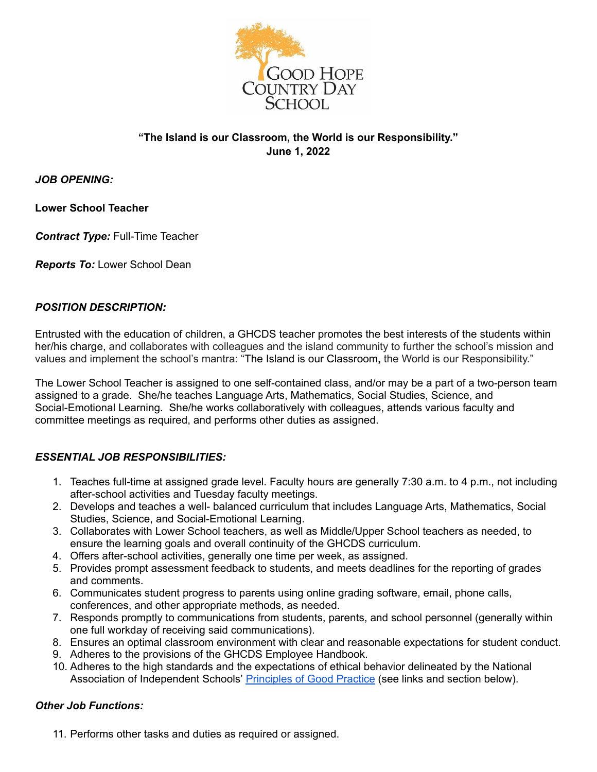**"The Island is our Classroom, the World is our Responsibility."**
**June 1, 2022**

***JOB OPENING:***

**Lower School Teacher**

***Contract Type:*** Full-Time Teacher

***Reports To:*** Lower School Dean

## *POSITION DESCRIPTION:*

Entrusted with the education of children, a GHCDS teacher promotes the best interests of the students within her/his charge, and collaborates with colleagues and the island community to further the school's mission and values and implement the school's mantra: "The Island is our Classroom, the World is our Responsibility."

The Lower School Teacher is assigned to one self-contained class, and/or may be a part of a two-person team assigned to a grade. She/he teaches Language Arts, Mathematics, Social Studies, Science, and Social-Emotional Learning. She/he works collaboratively with colleagues, attends various faculty and committee meetings as required, and performs other duties as assigned.

## *ESSENTIAL JOB RESPONSIBILITIES:*

1. Teaches full-time at assigned grade level. Faculty hours are generally 7:30 a.m. to 4 p.m., not including after-school activities and Tuesday faculty meetings.
2. Develops and teaches a well- balanced curriculum that includes Language Arts, Mathematics, Social Studies, Science, and Social-Emotional Learning.
3. Collaborates with Lower School teachers, as well as Middle/Upper School teachers as needed, to ensure the learning goals and overall continuity of the GHCDS curriculum.
4. Offers after-school activities, generally one time per week, as assigned.
5. Provides prompt assessment feedback to students, and meets deadlines for the reporting of grades and comments.
6. Communicates student progress to parents using online grading software, email, phone calls, conferences, and other appropriate methods, as needed.
7. Responds promptly to communications from students, parents, and school personnel (generally within one full workday of receiving said communications).
8. Ensures an optimal classroom environment with clear and reasonable expectations for student conduct.
9. Adheres to the provisions of the GHCDS Employee Handbook.
10. Adheres to the high standards and the expectations of ethical behavior delineated by the National Association of Independent Schools' Principles of Good Practice (see links and section below).

### *Other Job Functions:*

11. Performs other tasks and duties as required or assigned.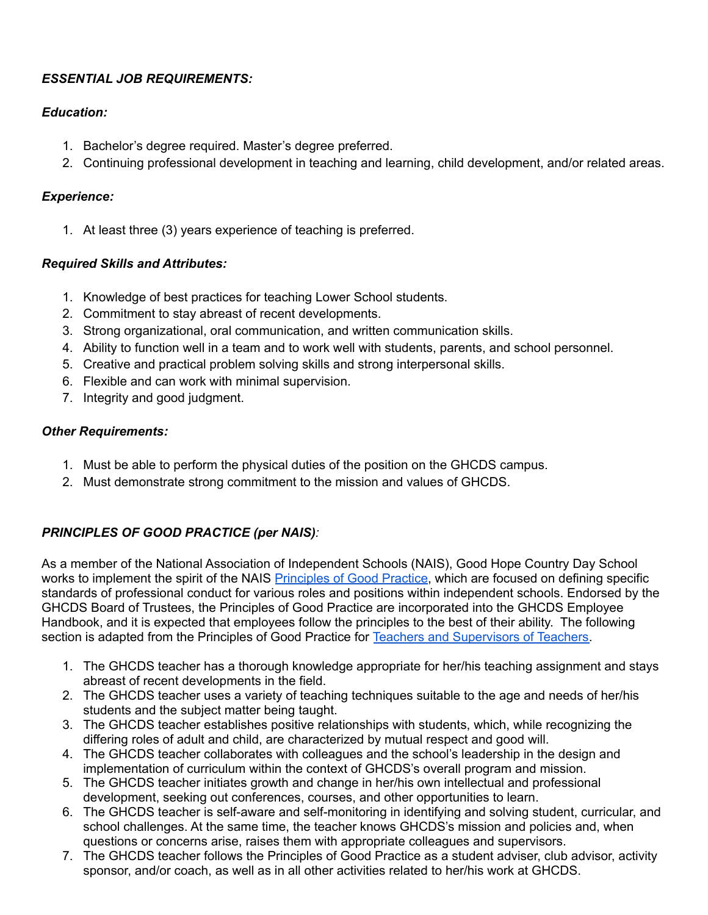***ESSENTIAL JOB REQUIREMENTS:***

***Education:***

1. Bachelor's degree required. Master's degree preferred.
2. Continuing professional development in teaching and learning, child development, and/or related areas.

***Experience:***

1. At least three (3) years experience of teaching is preferred.

***Required Skills and Attributes:***

1. Knowledge of best practices for teaching Lower School students.
2. Commitment to stay abreast of recent developments.
3. Strong organizational, oral communication, and written communication skills.
4. Ability to function well in a team and to work well with students, parents, and school personnel.
5. Creative and practical problem solving skills and strong interpersonal skills.
6. Flexible and can work with minimal supervision.
7. Integrity and good judgment.

***Other Requirements:***

1. Must be able to perform the physical duties of the position on the GHCDS campus.
2. Must demonstrate strong commitment to the mission and values of GHCDS.

***PRINCIPLES OF GOOD PRACTICE (per NAIS)****:*

As a member of the National Association of Independent Schools (NAIS), Good Hope Country Day School works to implement the spirit of the NAIS Principles of Good Practice, which are focused on defining specific standards of professional conduct for various roles and positions within independent schools. Endorsed by the GHCDS Board of Trustees, the Principles of Good Practice are incorporated into the GHCDS Employee Handbook, and it is expected that employees follow the principles to the best of their ability. The following section is adapted from the Principles of Good Practice for Teachers and Supervisors of Teachers.

1. The GHCDS teacher has a thorough knowledge appropriate for her/his teaching assignment and stays abreast of recent developments in the field.
2. The GHCDS teacher uses a variety of teaching techniques suitable to the age and needs of her/his students and the subject matter being taught.
3. The GHCDS teacher establishes positive relationships with students, which, while recognizing the differing roles of adult and child, are characterized by mutual respect and good will.
4. The GHCDS teacher collaborates with colleagues and the school's leadership in the design and implementation of curriculum within the context of GHCDS's overall program and mission.
5. The GHCDS teacher initiates growth and change in her/his own intellectual and professional development, seeking out conferences, courses, and other opportunities to learn.
6. The GHCDS teacher is self-aware and self-monitoring in identifying and solving student, curricular, and school challenges. At the same time, the teacher knows GHCDS's mission and policies and, when questions or concerns arise, raises them with appropriate colleagues and supervisors.
7. The GHCDS teacher follows the Principles of Good Practice as a student adviser, club advisor, activity sponsor, and/or coach, as well as in all other activities related to her/his work at GHCDS.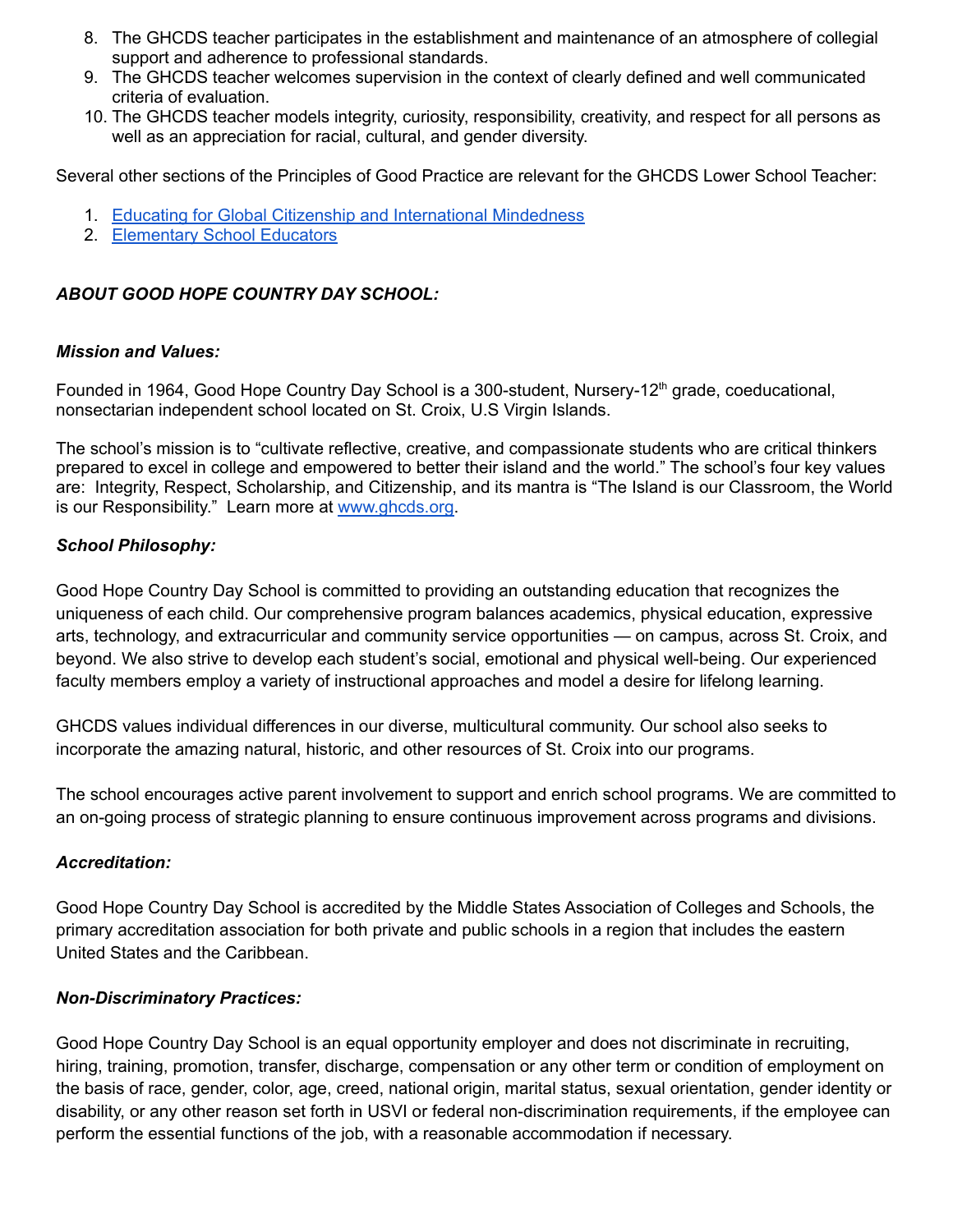8. The GHCDS teacher participates in the establishment and maintenance of an atmosphere of collegial support and adherence to professional standards.
9. The GHCDS teacher welcomes supervision in the context of clearly defined and well communicated criteria of evaluation.
10. The GHCDS teacher models integrity, curiosity, responsibility, creativity, and respect for all persons as well as an appreciation for racial, cultural, and gender diversity.

Several other sections of the Principles of Good Practice are relevant for the GHCDS Lower School Teacher:

1. [Educating for Global Citizenship and International Mindedness]()
2. [Elementary School Educators]()

***ABOUT GOOD HOPE COUNTRY DAY SCHOOL:***

***Mission and Values:***

Founded in 1964, Good Hope Country Day School is a 300-student, Nursery-12th grade, coeducational, nonsectarian independent school located on St. Croix, U.S Virgin Islands.

The school's mission is to "cultivate reflective, creative, and compassionate students who are critical thinkers prepared to excel in college and empowered to better their island and the world." The school's four key values are: Integrity, Respect, Scholarship, and Citizenship, and its mantra is "The Island is our Classroom, the World is our Responsibility." Learn more at [www.ghcds.org](www.ghcds.org).

***School Philosophy:***

Good Hope Country Day School is committed to providing an outstanding education that recognizes the uniqueness of each child. Our comprehensive program balances academics, physical education, expressive arts, technology, and extracurricular and community service opportunities — on campus, across St. Croix, and beyond. We also strive to develop each student's social, emotional and physical well-being. Our experienced faculty members employ a variety of instructional approaches and model a desire for lifelong learning.

GHCDS values individual differences in our diverse, multicultural community. Our school also seeks to incorporate the amazing natural, historic, and other resources of St. Croix into our programs.

The school encourages active parent involvement to support and enrich school programs. We are committed to an on-going process of strategic planning to ensure continuous improvement across programs and divisions.

***Accreditation:***

Good Hope Country Day School is accredited by the Middle States Association of Colleges and Schools, the primary accreditation association for both private and public schools in a region that includes the eastern United States and the Caribbean.

***Non-Discriminatory Practices:***

Good Hope Country Day School is an equal opportunity employer and does not discriminate in recruiting, hiring, training, promotion, transfer, discharge, compensation or any other term or condition of employment on the basis of race, gender, color, age, creed, national origin, marital status, sexual orientation, gender identity or disability, or any other reason set forth in USVI or federal non-discrimination requirements, if the employee can perform the essential functions of the job, with a reasonable accommodation if necessary.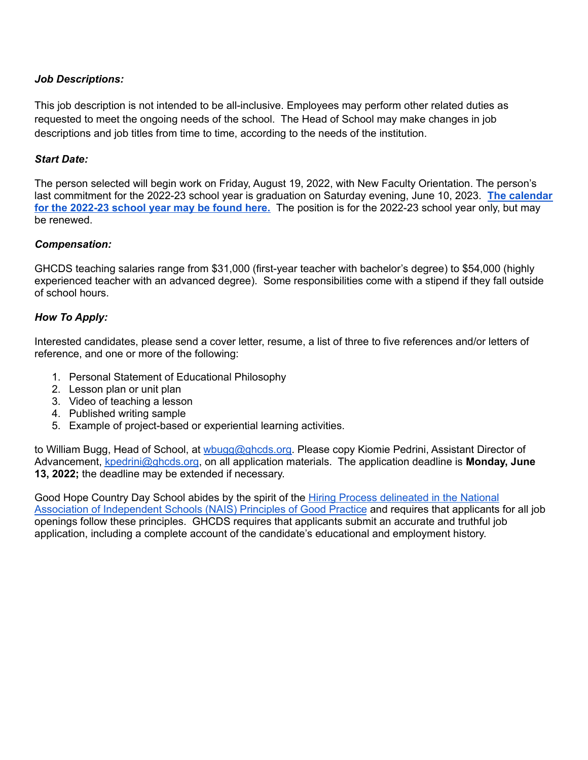***Job Descriptions:***

This job description is not intended to be all-inclusive. Employees may perform other related duties as requested to meet the ongoing needs of the school. The Head of School may make changes in job descriptions and job titles from time to time, according to the needs of the institution.

***Start Date:***

The person selected will begin work on Friday, August 19, 2022, with New Faculty Orientation. The person's last commitment for the 2022-23 school year is graduation on Saturday evening, June 10, 2023. **The calendar for the 2022-23 school year may be found here.** The position is for the 2022-23 school year only, but may be renewed.

***Compensation:***

GHCDS teaching salaries range from $31,000 (first-year teacher with bachelor's degree) to $54,000 (highly experienced teacher with an advanced degree). Some responsibilities come with a stipend if they fall outside of school hours.

***How To Apply:***

Interested candidates, please send a cover letter, resume, a list of three to five references and/or letters of reference, and one or more of the following:

1. Personal Statement of Educational Philosophy
2. Lesson plan or unit plan
3. Video of teaching a lesson
4. Published writing sample
5. Example of project-based or experiential learning activities.

to William Bugg, Head of School, at wbugg@ghcds.org. Please copy Kiomie Pedrini, Assistant Director of Advancement, kpedrini@ghcds.org, on all application materials. The application deadline is **Monday, June 13, 2022;** the deadline may be extended if necessary.

Good Hope Country Day School abides by the spirit of the Hiring Process delineated in the National Association of Independent Schools (NAIS) Principles of Good Practice and requires that applicants for all job openings follow these principles. GHCDS requires that applicants submit an accurate and truthful job application, including a complete account of the candidate's educational and employment history.